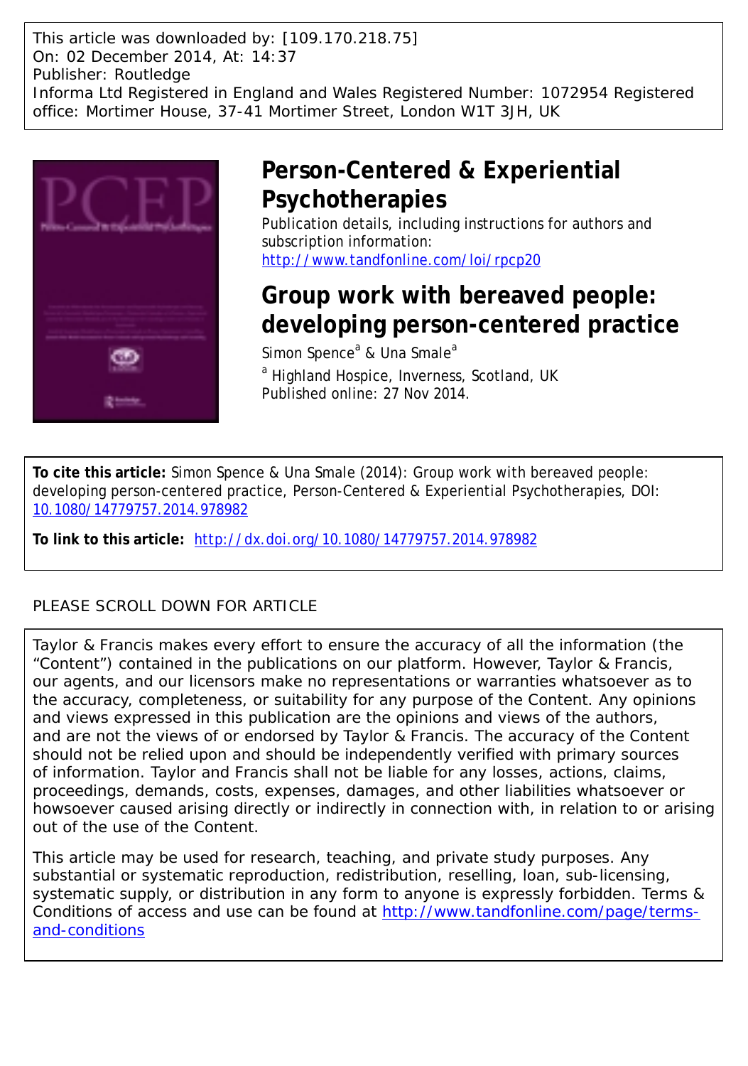This article was downloaded by: [109.170.218.75]
On: 02 December 2014, At: 14:37
Publisher: Routledge
Informa Ltd Registered in England and Wales Registered Number: 1072954 Registered office: Mortimer House, 37-41 Mortimer Street, London W1T 3JH, UK

# Person-Centered & Experiential Psychotherapies

Publication details, including instructions for authors and subscription information:
http://www.tandfonline.com/loi/rpcp20

# Group work with bereaved people: developing person-centered practice

Simon Spence[a] & Una Smale[a]

[a] Highland Hospice, Inverness, Scotland, UK

Published online: 27 Nov 2014.

**To cite this article:** Simon Spence & Una Smale (2014): Group work with bereaved people: developing person-centered practice, Person-Centered & Experiential Psychotherapies, DOI: 10.1080/14779757.2014.978982

**To link to this article:** http://dx.doi.org/10.1080/14779757.2014.978982

PLEASE SCROLL DOWN FOR ARTICLE

Taylor & Francis makes every effort to ensure the accuracy of all the information (the "Content") contained in the publications on our platform. However, Taylor & Francis, our agents, and our licensors make no representations or warranties whatsoever as to the accuracy, completeness, or suitability for any purpose of the Content. Any opinions and views expressed in this publication are the opinions and views of the authors, and are not the views of or endorsed by Taylor & Francis. The accuracy of the Content should not be relied upon and should be independently verified with primary sources of information. Taylor and Francis shall not be liable for any losses, actions, claims, proceedings, demands, costs, expenses, damages, and other liabilities whatsoever or howsoever caused arising directly or indirectly in connection with, in relation to or arising out of the use of the Content.

This article may be used for research, teaching, and private study purposes. Any substantial or systematic reproduction, redistribution, reselling, loan, sub-licensing, systematic supply, or distribution in any form to anyone is expressly forbidden. Terms & Conditions of access and use can be found at http://www.tandfonline.com/page/terms-and-conditions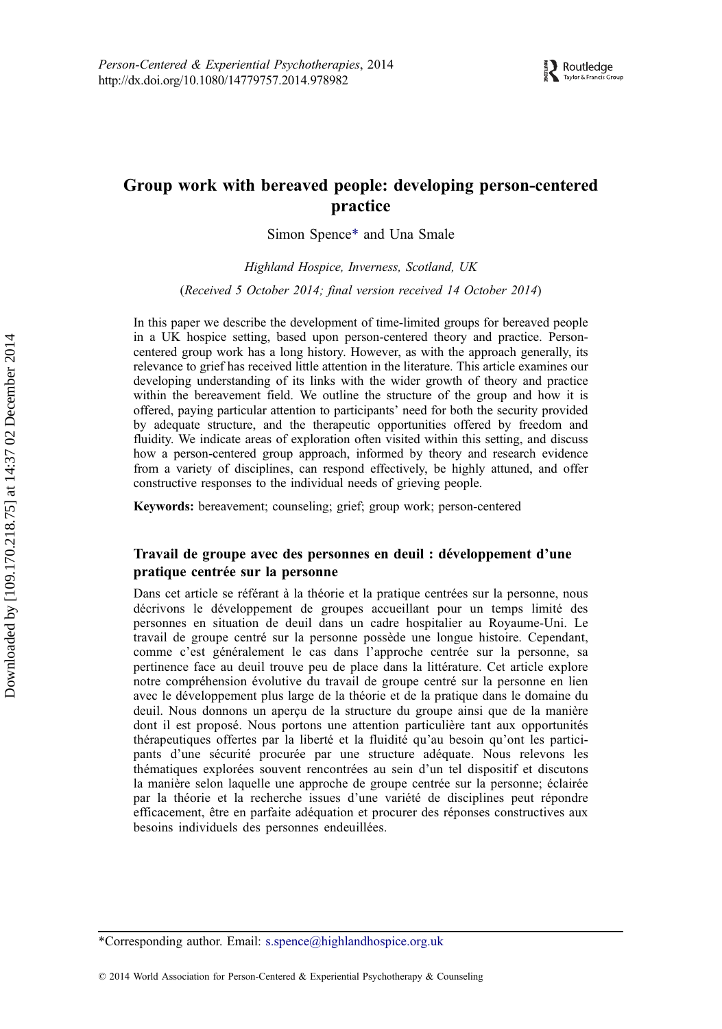# Group work with bereaved people: developing person-centered practice

Simon Spence* and Una Smale

*Highland Hospice, Inverness, Scotland, UK*

(*Received 5 October 2014; final version received 14 October 2014*)

In this paper we describe the development of time-limited groups for bereaved people in a UK hospice setting, based upon person-centered theory and practice. Person-centered group work has a long history. However, as with the approach generally, its relevance to grief has received little attention in the literature. This article examines our developing understanding of its links with the wider growth of theory and practice within the bereavement field. We outline the structure of the group and how it is offered, paying particular attention to participants' need for both the security provided by adequate structure, and the therapeutic opportunities offered by freedom and fluidity. We indicate areas of exploration often visited within this setting, and discuss how a person-centered group approach, informed by theory and research evidence from a variety of disciplines, can respond effectively, be highly attuned, and offer constructive responses to the individual needs of grieving people.

**Keywords:** bereavement; counseling; grief; group work; person-centered

### Travail de groupe avec des personnes en deuil : développement d'une pratique centrée sur la personne

Dans cet article se référant à la théorie et la pratique centrées sur la personne, nous décrivons le développement de groupes accueillant pour un temps limité des personnes en situation de deuil dans un cadre hospitalier au Royaume-Uni. Le travail de groupe centré sur la personne possède une longue histoire. Cependant, comme c'est généralement le cas dans l'approche centrée sur la personne, sa pertinence face au deuil trouve peu de place dans la littérature. Cet article explore notre compréhension évolutive du travail de groupe centré sur la personne en lien avec le développement plus large de la théorie et de la pratique dans le domaine du deuil. Nous donnons un aperçu de la structure du groupe ainsi que de la manière dont il est proposé. Nous portons une attention particulière tant aux opportunités thérapeutiques offertes par la liberté et la fluidité qu'au besoin qu'ont les participants d'une sécurité procurée par une structure adéquate. Nous relevons les thématiques explorées souvent rencontrées au sein d'un tel dispositif et discutons la manière selon laquelle une approche de groupe centrée sur la personne; éclairée par la théorie et la recherche issues d'une variété de disciplines peut répondre efficacement, être en parfaite adéquation et procurer des réponses constructives aux besoins individuels des personnes endeuillées.

---

*Corresponding author. Email: s.spence@highlandhospice.org.uk

© 2014 World Association for Person-Centered & Experiential Psychotherapy & Counseling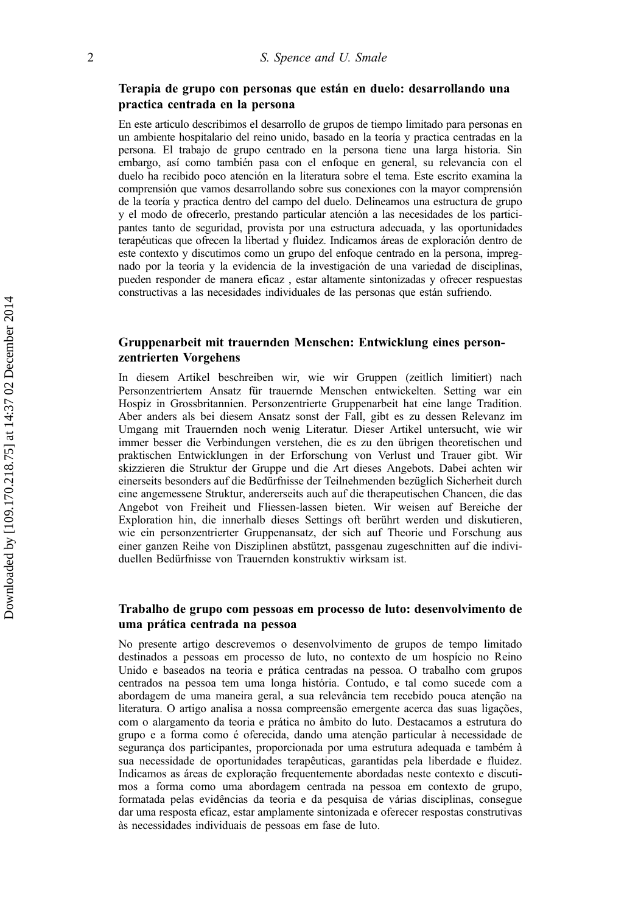### Terapia de grupo con personas que están en duelo: desarrollando una practica centrada en la persona

En este articulo describimos el desarrollo de grupos de tiempo limitado para personas en un ambiente hospitalario del reino unido, basado en la teoría y practica centradas en la persona. El trabajo de grupo centrado en la persona tiene una larga historia. Sin embargo, así como también pasa con el enfoque en general, su relevancia con el duelo ha recibido poco atención en la literatura sobre el tema. Este escrito examina la comprensión que vamos desarrollando sobre sus conexiones con la mayor comprensión de la teoría y practica dentro del campo del duelo. Delineamos una estructura de grupo y el modo de ofrecerlo, prestando particular atención a las necesidades de los participantes tanto de seguridad, provista por una estructura adecuada, y las oportunidades terapéuticas que ofrecen la libertad y fluidez. Indicamos áreas de exploración dentro de este contexto y discutimos como un grupo del enfoque centrado en la persona, impregnado por la teoría y la evidencia de la investigación de una variedad de disciplinas, pueden responder de manera eficaz , estar altamente sintonizadas y ofrecer respuestas constructivas a las necesidades individuales de las personas que están sufriendo.

### Gruppenarbeit mit trauernden Menschen: Entwicklung eines personzentrierten Vorgehens

In diesem Artikel beschreiben wir, wie wir Gruppen (zeitlich limitiert) nach Personzentriertem Ansatz für trauernde Menschen entwickelten. Setting war ein Hospiz in Grossbritannien. Personzentrierte Gruppenarbeit hat eine lange Tradition. Aber anders als bei diesem Ansatz sonst der Fall, gibt es zu dessen Relevanz im Umgang mit Trauernden noch wenig Literatur. Dieser Artikel untersucht, wie wir immer besser die Verbindungen verstehen, die es zu den übrigen theoretischen und praktischen Entwicklungen in der Erforschung von Verlust und Trauer gibt. Wir skizzieren die Struktur der Gruppe und die Art dieses Angebots. Dabei achten wir einerseits besonders auf die Bedürfnisse der Teilnehmenden bezüglich Sicherheit durch eine angemessene Struktur, andererseits auch auf die therapeutischen Chancen, die das Angebot von Freiheit und Fliessen-lassen bieten. Wir weisen auf Bereiche der Exploration hin, die innerhalb dieses Settings oft berührt werden und diskutieren, wie ein personzentrierter Gruppenansatz, der sich auf Theorie und Forschung aus einer ganzen Reihe von Disziplinen abstützt, passgenau zugeschnitten auf die individuellen Bedürfnisse von Trauernden konstruktiv wirksam ist.

### Trabalho de grupo com pessoas em processo de luto: desenvolvimento de uma prática centrada na pessoa

No presente artigo descrevemos o desenvolvimento de grupos de tempo limitado destinados a pessoas em processo de luto, no contexto de um hospício no Reino Unido e baseados na teoria e prática centradas na pessoa. O trabalho com grupos centrados na pessoa tem uma longa história. Contudo, e tal como sucede com a abordagem de uma maneira geral, a sua relevância tem recebido pouca atenção na literatura. O artigo analisa a nossa compreensão emergente acerca das suas ligações, com o alargamento da teoria e prática no âmbito do luto. Destacamos a estrutura do grupo e a forma como é oferecida, dando uma atenção particular à necessidade de segurança dos participantes, proporcionada por uma estrutura adequada e também à sua necessidade de oportunidades terapêuticas, garantidas pela liberdade e fluidez. Indicamos as áreas de exploração frequentemente abordadas neste contexto e discutimos a forma como uma abordagem centrada na pessoa em contexto de grupo, formatada pelas evidências da teoria e da pesquisa de várias disciplinas, consegue dar uma resposta eficaz, estar amplamente sintonizada e oferecer respostas construtivas às necessidades individuais de pessoas em fase de luto.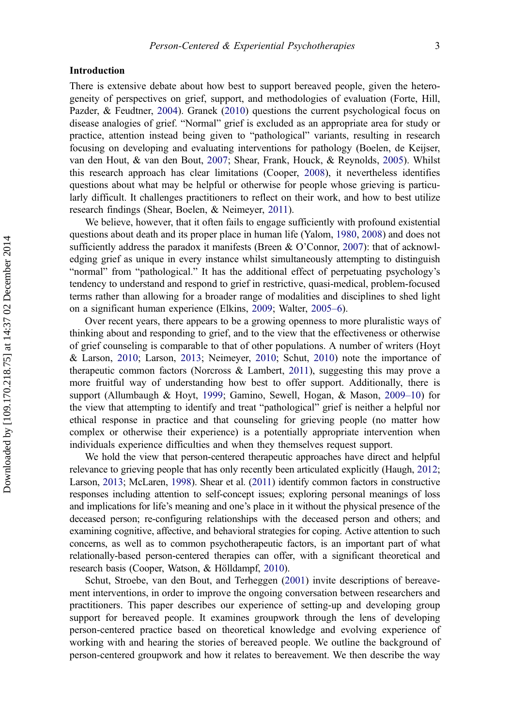## Introduction

There is extensive debate about how best to support bereaved people, given the heterogeneity of perspectives on grief, support, and methodologies of evaluation (Forte, Hill, Pazder, & Feudtner, 2004). Granek (2010) questions the current psychological focus on disease analogies of grief. "Normal" grief is excluded as an appropriate area for study or practice, attention instead being given to "pathological" variants, resulting in research focusing on developing and evaluating interventions for pathology (Boelen, de Keijser, van den Hout, & van den Bout, 2007; Shear, Frank, Houck, & Reynolds, 2005). Whilst this research approach has clear limitations (Cooper, 2008), it nevertheless identifies questions about what may be helpful or otherwise for people whose grieving is particularly difficult. It challenges practitioners to reflect on their work, and how to best utilize research findings (Shear, Boelen, & Neimeyer, 2011).

We believe, however, that it often fails to engage sufficiently with profound existential questions about death and its proper place in human life (Yalom, 1980, 2008) and does not sufficiently address the paradox it manifests (Breen & O'Connor, 2007): that of acknowledging grief as unique in every instance whilst simultaneously attempting to distinguish "normal" from "pathological." It has the additional effect of perpetuating psychology's tendency to understand and respond to grief in restrictive, quasi-medical, problem-focused terms rather than allowing for a broader range of modalities and disciplines to shed light on a significant human experience (Elkins, 2009; Walter, 2005–6).

Over recent years, there appears to be a growing openness to more pluralistic ways of thinking about and responding to grief, and to the view that the effectiveness or otherwise of grief counseling is comparable to that of other populations. A number of writers (Hoyt & Larson, 2010; Larson, 2013; Neimeyer, 2010; Schut, 2010) note the importance of therapeutic common factors (Norcross & Lambert, 2011), suggesting this may prove a more fruitful way of understanding how best to offer support. Additionally, there is support (Allumbaugh & Hoyt, 1999; Gamino, Sewell, Hogan, & Mason, 2009–10) for the view that attempting to identify and treat "pathological" grief is neither a helpful nor ethical response in practice and that counseling for grieving people (no matter how complex or otherwise their experience) is a potentially appropriate intervention when individuals experience difficulties and when they themselves request support.

We hold the view that person-centered therapeutic approaches have direct and helpful relevance to grieving people that has only recently been articulated explicitly (Haugh, 2012; Larson, 2013; McLaren, 1998). Shear et al. (2011) identify common factors in constructive responses including attention to self-concept issues; exploring personal meanings of loss and implications for life's meaning and one's place in it without the physical presence of the deceased person; re-configuring relationships with the deceased person and others; and examining cognitive, affective, and behavioral strategies for coping. Active attention to such concerns, as well as to common psychotherapeutic factors, is an important part of what relationally-based person-centered therapies can offer, with a significant theoretical and research basis (Cooper, Watson, & Hölldampf, 2010).

Schut, Stroebe, van den Bout, and Terheggen (2001) invite descriptions of bereavement interventions, in order to improve the ongoing conversation between researchers and practitioners. This paper describes our experience of setting-up and developing group support for bereaved people. It examines groupwork through the lens of developing person-centered practice based on theoretical knowledge and evolving experience of working with and hearing the stories of bereaved people. We outline the background of person-centered groupwork and how it relates to bereavement. We then describe the way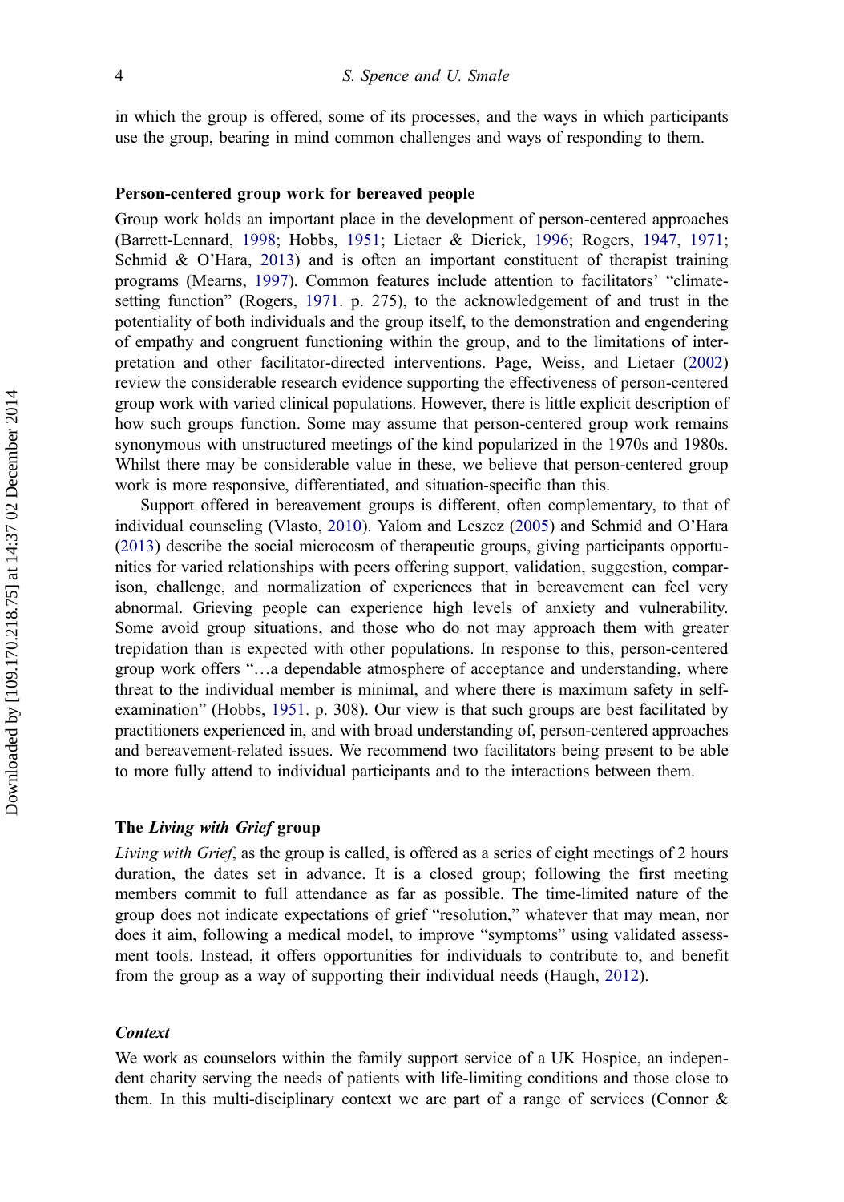in which the group is offered, some of its processes, and the ways in which participants use the group, bearing in mind common challenges and ways of responding to them.

### Person-centered group work for bereaved people

Group work holds an important place in the development of person-centered approaches (Barrett-Lennard, 1998; Hobbs, 1951; Lietaer & Dierick, 1996; Rogers, 1947, 1971; Schmid & O'Hara, 2013) and is often an important constituent of therapist training programs (Mearns, 1997). Common features include attention to facilitators' "climate-setting function" (Rogers, 1971. p. 275), to the acknowledgement of and trust in the potentiality of both individuals and the group itself, to the demonstration and engendering of empathy and congruent functioning within the group, and to the limitations of interpretation and other facilitator-directed interventions. Page, Weiss, and Lietaer (2002) review the considerable research evidence supporting the effectiveness of person-centered group work with varied clinical populations. However, there is little explicit description of how such groups function. Some may assume that person-centered group work remains synonymous with unstructured meetings of the kind popularized in the 1970s and 1980s. Whilst there may be considerable value in these, we believe that person-centered group work is more responsive, differentiated, and situation-specific than this.

Support offered in bereavement groups is different, often complementary, to that of individual counseling (Vlasto, 2010). Yalom and Leszcz (2005) and Schmid and O'Hara (2013) describe the social microcosm of therapeutic groups, giving participants opportunities for varied relationships with peers offering support, validation, suggestion, comparison, challenge, and normalization of experiences that in bereavement can feel very abnormal. Grieving people can experience high levels of anxiety and vulnerability. Some avoid group situations, and those who do not may approach them with greater trepidation than is expected with other populations. In response to this, person-centered group work offers "…a dependable atmosphere of acceptance and understanding, where threat to the individual member is minimal, and where there is maximum safety in self-examination" (Hobbs, 1951. p. 308). Our view is that such groups are best facilitated by practitioners experienced in, and with broad understanding of, person-centered approaches and bereavement-related issues. We recommend two facilitators being present to be able to more fully attend to individual participants and to the interactions between them.

### The *Living with Grief* group

*Living with Grief*, as the group is called, is offered as a series of eight meetings of 2 hours duration, the dates set in advance. It is a closed group; following the first meeting members commit to full attendance as far as possible. The time-limited nature of the group does not indicate expectations of grief "resolution," whatever that may mean, nor does it aim, following a medical model, to improve "symptoms" using validated assessment tools. Instead, it offers opportunities for individuals to contribute to, and benefit from the group as a way of supporting their individual needs (Haugh, 2012).

#### *Context*

We work as counselors within the family support service of a UK Hospice, an independent charity serving the needs of patients with life-limiting conditions and those close to them. In this multi-disciplinary context we are part of a range of services (Connor &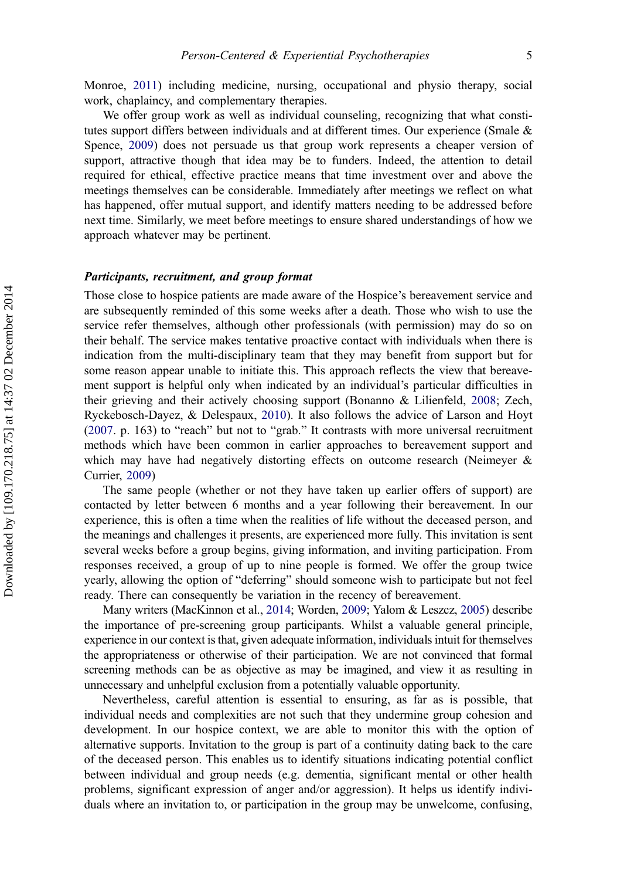Monroe, 2011) including medicine, nursing, occupational and physio therapy, social work, chaplaincy, and complementary therapies.

We offer group work as well as individual counseling, recognizing that what constitutes support differs between individuals and at different times. Our experience (Smale & Spence, 2009) does not persuade us that group work represents a cheaper version of support, attractive though that idea may be to funders. Indeed, the attention to detail required for ethical, effective practice means that time investment over and above the meetings themselves can be considerable. Immediately after meetings we reflect on what has happened, offer mutual support, and identify matters needing to be addressed before next time. Similarly, we meet before meetings to ensure shared understandings of how we approach whatever may be pertinent.

### *Participants, recruitment, and group format*

Those close to hospice patients are made aware of the Hospice's bereavement service and are subsequently reminded of this some weeks after a death. Those who wish to use the service refer themselves, although other professionals (with permission) may do so on their behalf. The service makes tentative proactive contact with individuals when there is indication from the multi-disciplinary team that they may benefit from support but for some reason appear unable to initiate this. This approach reflects the view that bereavement support is helpful only when indicated by an individual's particular difficulties in their grieving and their actively choosing support (Bonanno & Lilienfeld, 2008; Zech, Ryckebosch-Dayez, & Delespaux, 2010). It also follows the advice of Larson and Hoyt (2007. p. 163) to "reach" but not to "grab." It contrasts with more universal recruitment methods which have been common in earlier approaches to bereavement support and which may have had negatively distorting effects on outcome research (Neimeyer & Currier, 2009)

The same people (whether or not they have taken up earlier offers of support) are contacted by letter between 6 months and a year following their bereavement. In our experience, this is often a time when the realities of life without the deceased person, and the meanings and challenges it presents, are experienced more fully. This invitation is sent several weeks before a group begins, giving information, and inviting participation. From responses received, a group of up to nine people is formed. We offer the group twice yearly, allowing the option of "deferring" should someone wish to participate but not feel ready. There can consequently be variation in the recency of bereavement.

Many writers (MacKinnon et al., 2014; Worden, 2009; Yalom & Leszcz, 2005) describe the importance of pre-screening group participants. Whilst a valuable general principle, experience in our context is that, given adequate information, individuals intuit for themselves the appropriateness or otherwise of their participation. We are not convinced that formal screening methods can be as objective as may be imagined, and view it as resulting in unnecessary and unhelpful exclusion from a potentially valuable opportunity.

Nevertheless, careful attention is essential to ensuring, as far as is possible, that individual needs and complexities are not such that they undermine group cohesion and development. In our hospice context, we are able to monitor this with the option of alternative supports. Invitation to the group is part of a continuity dating back to the care of the deceased person. This enables us to identify situations indicating potential conflict between individual and group needs (e.g. dementia, significant mental or other health problems, significant expression of anger and/or aggression). It helps us identify individuals where an invitation to, or participation in the group may be unwelcome, confusing,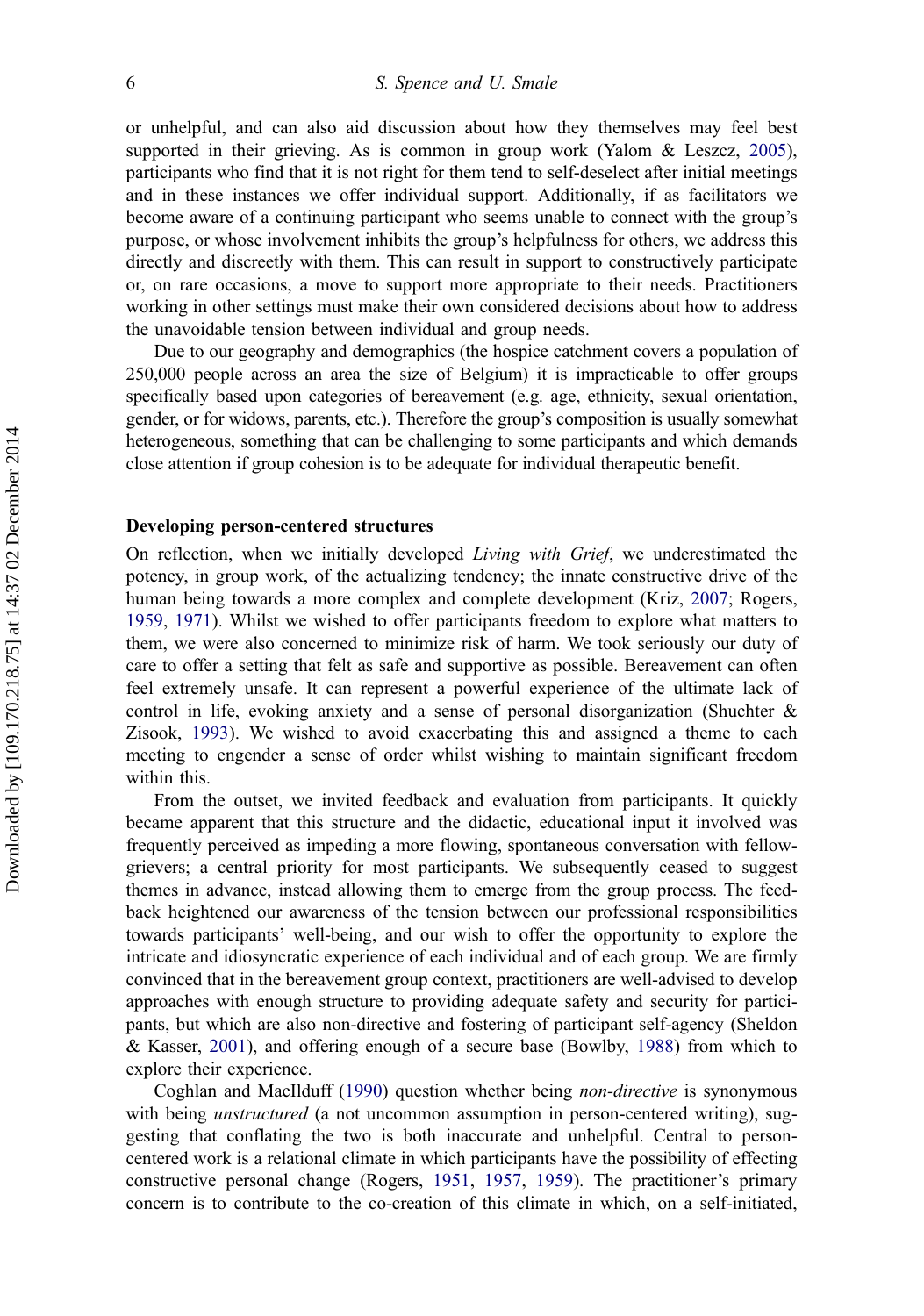or unhelpful, and can also aid discussion about how they themselves may feel best supported in their grieving. As is common in group work (Yalom & Leszcz, 2005), participants who find that it is not right for them tend to self-deselect after initial meetings and in these instances we offer individual support. Additionally, if as facilitators we become aware of a continuing participant who seems unable to connect with the group's purpose, or whose involvement inhibits the group's helpfulness for others, we address this directly and discreetly with them. This can result in support to constructively participate or, on rare occasions, a move to support more appropriate to their needs. Practitioners working in other settings must make their own considered decisions about how to address the unavoidable tension between individual and group needs.

Due to our geography and demographics (the hospice catchment covers a population of 250,000 people across an area the size of Belgium) it is impracticable to offer groups specifically based upon categories of bereavement (e.g. age, ethnicity, sexual orientation, gender, or for widows, parents, etc.). Therefore the group's composition is usually somewhat heterogeneous, something that can be challenging to some participants and which demands close attention if group cohesion is to be adequate for individual therapeutic benefit.

### Developing person-centered structures

On reflection, when we initially developed *Living with Grief*, we underestimated the potency, in group work, of the actualizing tendency; the innate constructive drive of the human being towards a more complex and complete development (Kriz, 2007; Rogers, 1959, 1971). Whilst we wished to offer participants freedom to explore what matters to them, we were also concerned to minimize risk of harm. We took seriously our duty of care to offer a setting that felt as safe and supportive as possible. Bereavement can often feel extremely unsafe. It can represent a powerful experience of the ultimate lack of control in life, evoking anxiety and a sense of personal disorganization (Shuchter & Zisook, 1993). We wished to avoid exacerbating this and assigned a theme to each meeting to engender a sense of order whilst wishing to maintain significant freedom within this.

From the outset, we invited feedback and evaluation from participants. It quickly became apparent that this structure and the didactic, educational input it involved was frequently perceived as impeding a more flowing, spontaneous conversation with fellow-grievers; a central priority for most participants. We subsequently ceased to suggest themes in advance, instead allowing them to emerge from the group process. The feedback heightened our awareness of the tension between our professional responsibilities towards participants' well-being, and our wish to offer the opportunity to explore the intricate and idiosyncratic experience of each individual and of each group. We are firmly convinced that in the bereavement group context, practitioners are well-advised to develop approaches with enough structure to providing adequate safety and security for participants, but which are also non-directive and fostering of participant self-agency (Sheldon & Kasser, 2001), and offering enough of a secure base (Bowlby, 1988) from which to explore their experience.

Coghlan and MacIlduff (1990) question whether being *non-directive* is synonymous with being *unstructured* (a not uncommon assumption in person-centered writing), suggesting that conflating the two is both inaccurate and unhelpful. Central to person-centered work is a relational climate in which participants have the possibility of effecting constructive personal change (Rogers, 1951, 1957, 1959). The practitioner's primary concern is to contribute to the co-creation of this climate in which, on a self-initiated,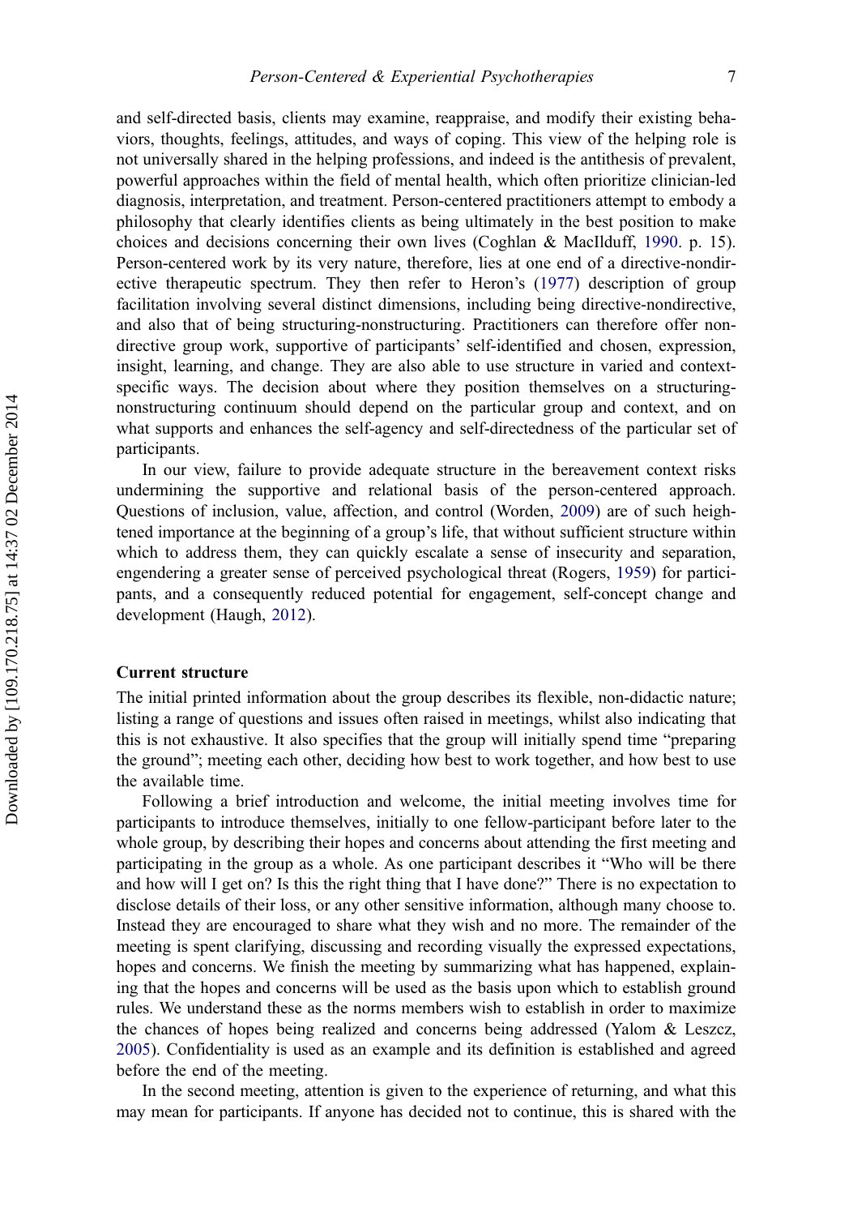and self-directed basis, clients may examine, reappraise, and modify their existing behaviors, thoughts, feelings, attitudes, and ways of coping. This view of the helping role is not universally shared in the helping professions, and indeed is the antithesis of prevalent, powerful approaches within the field of mental health, which often prioritize clinician-led diagnosis, interpretation, and treatment. Person-centered practitioners attempt to embody a philosophy that clearly identifies clients as being ultimately in the best position to make choices and decisions concerning their own lives (Coghlan & MacIlduff, 1990. p. 15). Person-centered work by its very nature, therefore, lies at one end of a directive-nondirective therapeutic spectrum. They then refer to Heron's (1977) description of group facilitation involving several distinct dimensions, including being directive-nondirective, and also that of being structuring-nonstructuring. Practitioners can therefore offer nondirective group work, supportive of participants' self-identified and chosen, expression, insight, learning, and change. They are also able to use structure in varied and context-specific ways. The decision about where they position themselves on a structuring-nonstructuring continuum should depend on the particular group and context, and on what supports and enhances the self-agency and self-directedness of the particular set of participants.

In our view, failure to provide adequate structure in the bereavement context risks undermining the supportive and relational basis of the person-centered approach. Questions of inclusion, value, affection, and control (Worden, 2009) are of such heightened importance at the beginning of a group's life, that without sufficient structure within which to address them, they can quickly escalate a sense of insecurity and separation, engendering a greater sense of perceived psychological threat (Rogers, 1959) for participants, and a consequently reduced potential for engagement, self-concept change and development (Haugh, 2012).

## Current structure

The initial printed information about the group describes its flexible, non-didactic nature; listing a range of questions and issues often raised in meetings, whilst also indicating that this is not exhaustive. It also specifies that the group will initially spend time "preparing the ground"; meeting each other, deciding how best to work together, and how best to use the available time.

Following a brief introduction and welcome, the initial meeting involves time for participants to introduce themselves, initially to one fellow-participant before later to the whole group, by describing their hopes and concerns about attending the first meeting and participating in the group as a whole. As one participant describes it "Who will be there and how will I get on? Is this the right thing that I have done?" There is no expectation to disclose details of their loss, or any other sensitive information, although many choose to. Instead they are encouraged to share what they wish and no more. The remainder of the meeting is spent clarifying, discussing and recording visually the expressed expectations, hopes and concerns. We finish the meeting by summarizing what has happened, explaining that the hopes and concerns will be used as the basis upon which to establish ground rules. We understand these as the norms members wish to establish in order to maximize the chances of hopes being realized and concerns being addressed (Yalom & Leszcz, 2005). Confidentiality is used as an example and its definition is established and agreed before the end of the meeting.

In the second meeting, attention is given to the experience of returning, and what this may mean for participants. If anyone has decided not to continue, this is shared with the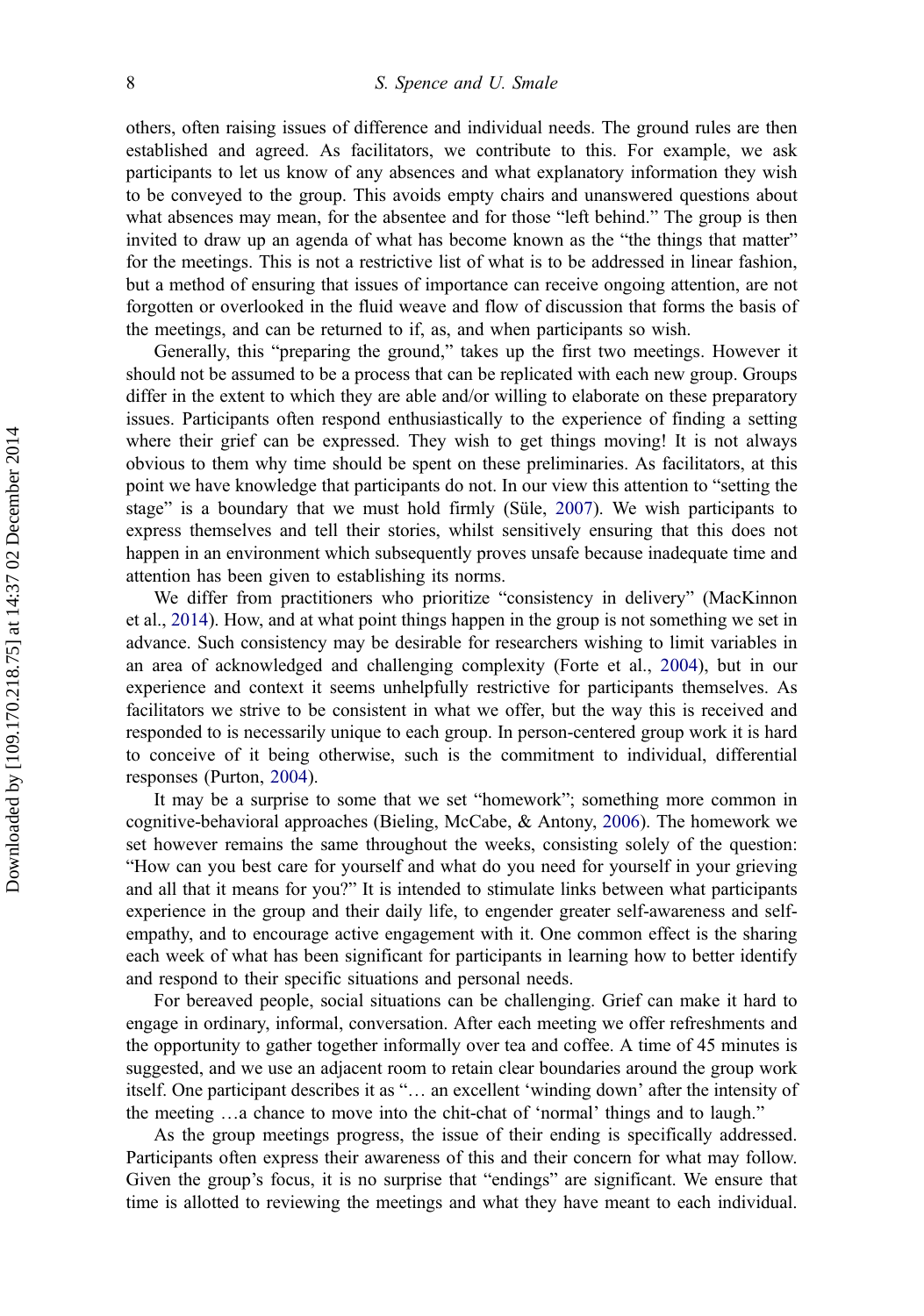others, often raising issues of difference and individual needs. The ground rules are then established and agreed. As facilitators, we contribute to this. For example, we ask participants to let us know of any absences and what explanatory information they wish to be conveyed to the group. This avoids empty chairs and unanswered questions about what absences may mean, for the absentee and for those "left behind." The group is then invited to draw up an agenda of what has become known as the "the things that matter" for the meetings. This is not a restrictive list of what is to be addressed in linear fashion, but a method of ensuring that issues of importance can receive ongoing attention, are not forgotten or overlooked in the fluid weave and flow of discussion that forms the basis of the meetings, and can be returned to if, as, and when participants so wish.

Generally, this "preparing the ground," takes up the first two meetings. However it should not be assumed to be a process that can be replicated with each new group. Groups differ in the extent to which they are able and/or willing to elaborate on these preparatory issues. Participants often respond enthusiastically to the experience of finding a setting where their grief can be expressed. They wish to get things moving! It is not always obvious to them why time should be spent on these preliminaries. As facilitators, at this point we have knowledge that participants do not. In our view this attention to "setting the stage" is a boundary that we must hold firmly (Süle, 2007). We wish participants to express themselves and tell their stories, whilst sensitively ensuring that this does not happen in an environment which subsequently proves unsafe because inadequate time and attention has been given to establishing its norms.

We differ from practitioners who prioritize "consistency in delivery" (MacKinnon et al., 2014). How, and at what point things happen in the group is not something we set in advance. Such consistency may be desirable for researchers wishing to limit variables in an area of acknowledged and challenging complexity (Forte et al., 2004), but in our experience and context it seems unhelpfully restrictive for participants themselves. As facilitators we strive to be consistent in what we offer, but the way this is received and responded to is necessarily unique to each group. In person-centered group work it is hard to conceive of it being otherwise, such is the commitment to individual, differential responses (Purton, 2004).

It may be a surprise to some that we set "homework"; something more common in cognitive-behavioral approaches (Bieling, McCabe, & Antony, 2006). The homework we set however remains the same throughout the weeks, consisting solely of the question: "How can you best care for yourself and what do you need for yourself in your grieving and all that it means for you?" It is intended to stimulate links between what participants experience in the group and their daily life, to engender greater self-awareness and self-empathy, and to encourage active engagement with it. One common effect is the sharing each week of what has been significant for participants in learning how to better identify and respond to their specific situations and personal needs.

For bereaved people, social situations can be challenging. Grief can make it hard to engage in ordinary, informal, conversation. After each meeting we offer refreshments and the opportunity to gather together informally over tea and coffee. A time of 45 minutes is suggested, and we use an adjacent room to retain clear boundaries around the group work itself. One participant describes it as "… an excellent 'winding down' after the intensity of the meeting …a chance to move into the chit-chat of 'normal' things and to laugh."

As the group meetings progress, the issue of their ending is specifically addressed. Participants often express their awareness of this and their concern for what may follow. Given the group's focus, it is no surprise that "endings" are significant. We ensure that time is allotted to reviewing the meetings and what they have meant to each individual.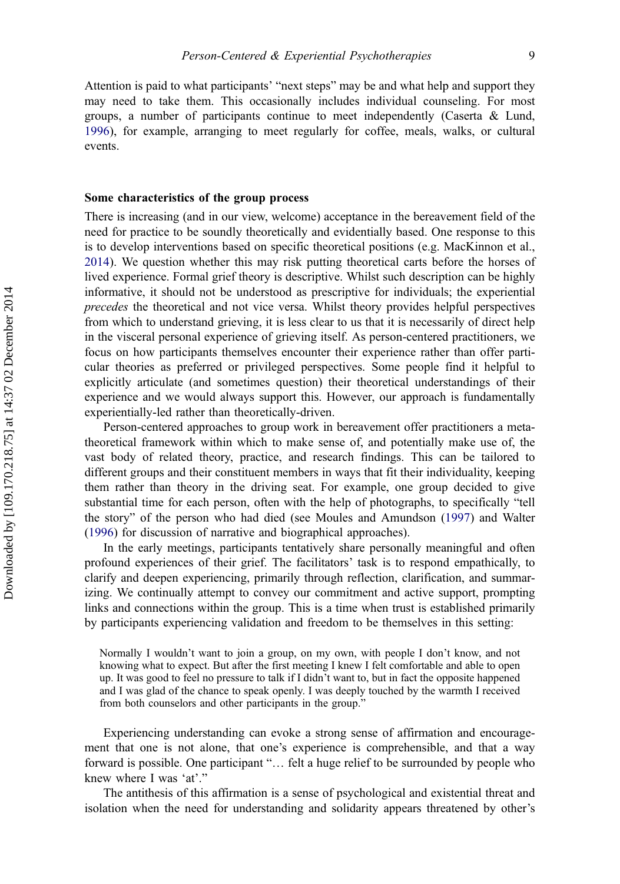Attention is paid to what participants' "next steps" may be and what help and support they may need to take them. This occasionally includes individual counseling. For most groups, a number of participants continue to meet independently (Caserta & Lund, 1996), for example, arranging to meet regularly for coffee, meals, walks, or cultural events.

### Some characteristics of the group process

There is increasing (and in our view, welcome) acceptance in the bereavement field of the need for practice to be soundly theoretically and evidentially based. One response to this is to develop interventions based on specific theoretical positions (e.g. MacKinnon et al., 2014). We question whether this may risk putting theoretical carts before the horses of lived experience. Formal grief theory is descriptive. Whilst such description can be highly informative, it should not be understood as prescriptive for individuals; the experiential *precedes* the theoretical and not vice versa. Whilst theory provides helpful perspectives from which to understand grieving, it is less clear to us that it is necessarily of direct help in the visceral personal experience of grieving itself. As person-centered practitioners, we focus on how participants themselves encounter their experience rather than offer particular theories as preferred or privileged perspectives. Some people find it helpful to explicitly articulate (and sometimes question) their theoretical understandings of their experience and we would always support this. However, our approach is fundamentally experientially-led rather than theoretically-driven.

Person-centered approaches to group work in bereavement offer practitioners a meta-theoretical framework within which to make sense of, and potentially make use of, the vast body of related theory, practice, and research findings. This can be tailored to different groups and their constituent members in ways that fit their individuality, keeping them rather than theory in the driving seat. For example, one group decided to give substantial time for each person, often with the help of photographs, to specifically "tell the story" of the person who had died (see Moules and Amundson (1997) and Walter (1996) for discussion of narrative and biographical approaches).

In the early meetings, participants tentatively share personally meaningful and often profound experiences of their grief. The facilitators' task is to respond empathically, to clarify and deepen experiencing, primarily through reflection, clarification, and summarizing. We continually attempt to convey our commitment and active support, prompting links and connections within the group. This is a time when trust is established primarily by participants experiencing validation and freedom to be themselves in this setting:

> Normally I wouldn't want to join a group, on my own, with people I don't know, and not knowing what to expect. But after the first meeting I knew I felt comfortable and able to open up. It was good to feel no pressure to talk if I didn't want to, but in fact the opposite happened and I was glad of the chance to speak openly. I was deeply touched by the warmth I received from both counselors and other participants in the group."

Experiencing understanding can evoke a strong sense of affirmation and encouragement that one is not alone, that one's experience is comprehensible, and that a way forward is possible. One participant "… felt a huge relief to be surrounded by people who knew where I was 'at'."

The antithesis of this affirmation is a sense of psychological and existential threat and isolation when the need for understanding and solidarity appears threatened by other's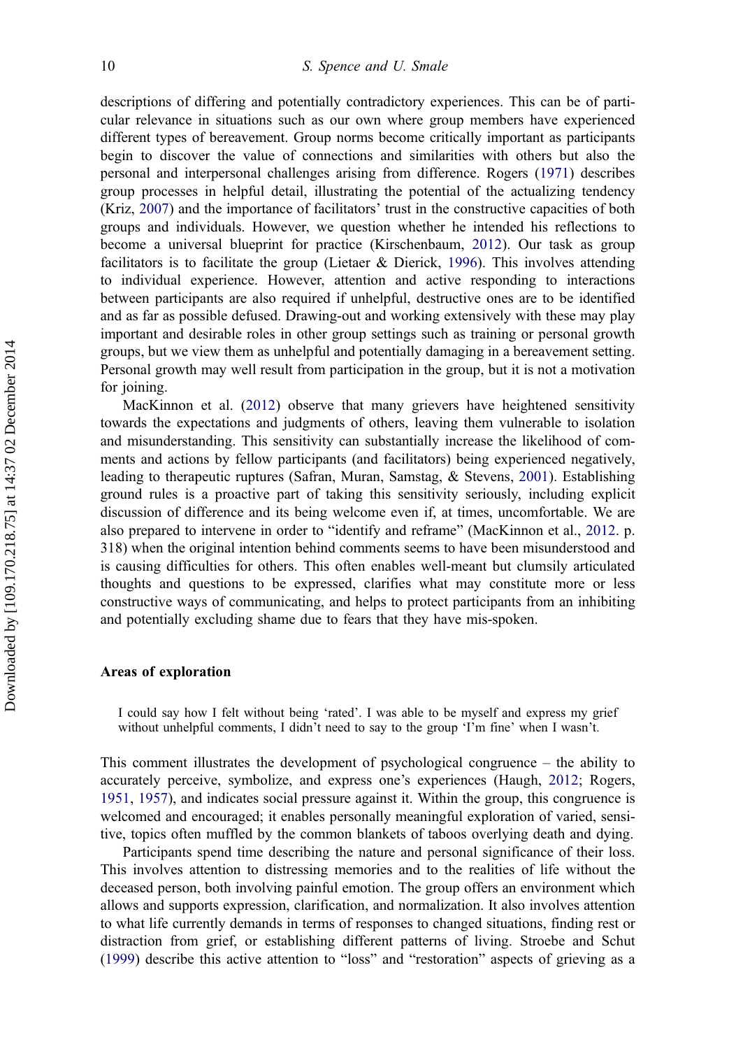descriptions of differing and potentially contradictory experiences. This can be of particular relevance in situations such as our own where group members have experienced different types of bereavement. Group norms become critically important as participants begin to discover the value of connections and similarities with others but also the personal and interpersonal challenges arising from difference. Rogers (1971) describes group processes in helpful detail, illustrating the potential of the actualizing tendency (Kriz, 2007) and the importance of facilitators' trust in the constructive capacities of both groups and individuals. However, we question whether he intended his reflections to become a universal blueprint for practice (Kirschenbaum, 2012). Our task as group facilitators is to facilitate the group (Lietaer & Dierick, 1996). This involves attending to individual experience. However, attention and active responding to interactions between participants are also required if unhelpful, destructive ones are to be identified and as far as possible defused. Drawing-out and working extensively with these may play important and desirable roles in other group settings such as training or personal growth groups, but we view them as unhelpful and potentially damaging in a bereavement setting. Personal growth may well result from participation in the group, but it is not a motivation for joining.

MacKinnon et al. (2012) observe that many grievers have heightened sensitivity towards the expectations and judgments of others, leaving them vulnerable to isolation and misunderstanding. This sensitivity can substantially increase the likelihood of comments and actions by fellow participants (and facilitators) being experienced negatively, leading to therapeutic ruptures (Safran, Muran, Samstag, & Stevens, 2001). Establishing ground rules is a proactive part of taking this sensitivity seriously, including explicit discussion of difference and its being welcome even if, at times, uncomfortable. We are also prepared to intervene in order to "identify and reframe" (MacKinnon et al., 2012. p. 318) when the original intention behind comments seems to have been misunderstood and is causing difficulties for others. This often enables well-meant but clumsily articulated thoughts and questions to be expressed, clarifies what may constitute more or less constructive ways of communicating, and helps to protect participants from an inhibiting and potentially excluding shame due to fears that they have mis-spoken.

### Areas of exploration

> I could say how I felt without being 'rated'. I was able to be myself and express my grief without unhelpful comments, I didn't need to say to the group 'I'm fine' when I wasn't.

This comment illustrates the development of psychological congruence – the ability to accurately perceive, symbolize, and express one's experiences (Haugh, 2012; Rogers, 1951, 1957), and indicates social pressure against it. Within the group, this congruence is welcomed and encouraged; it enables personally meaningful exploration of varied, sensitive, topics often muffled by the common blankets of taboos overlying death and dying.

Participants spend time describing the nature and personal significance of their loss. This involves attention to distressing memories and to the realities of life without the deceased person, both involving painful emotion. The group offers an environment which allows and supports expression, clarification, and normalization. It also involves attention to what life currently demands in terms of responses to changed situations, finding rest or distraction from grief, or establishing different patterns of living. Stroebe and Schut (1999) describe this active attention to "loss" and "restoration" aspects of grieving as a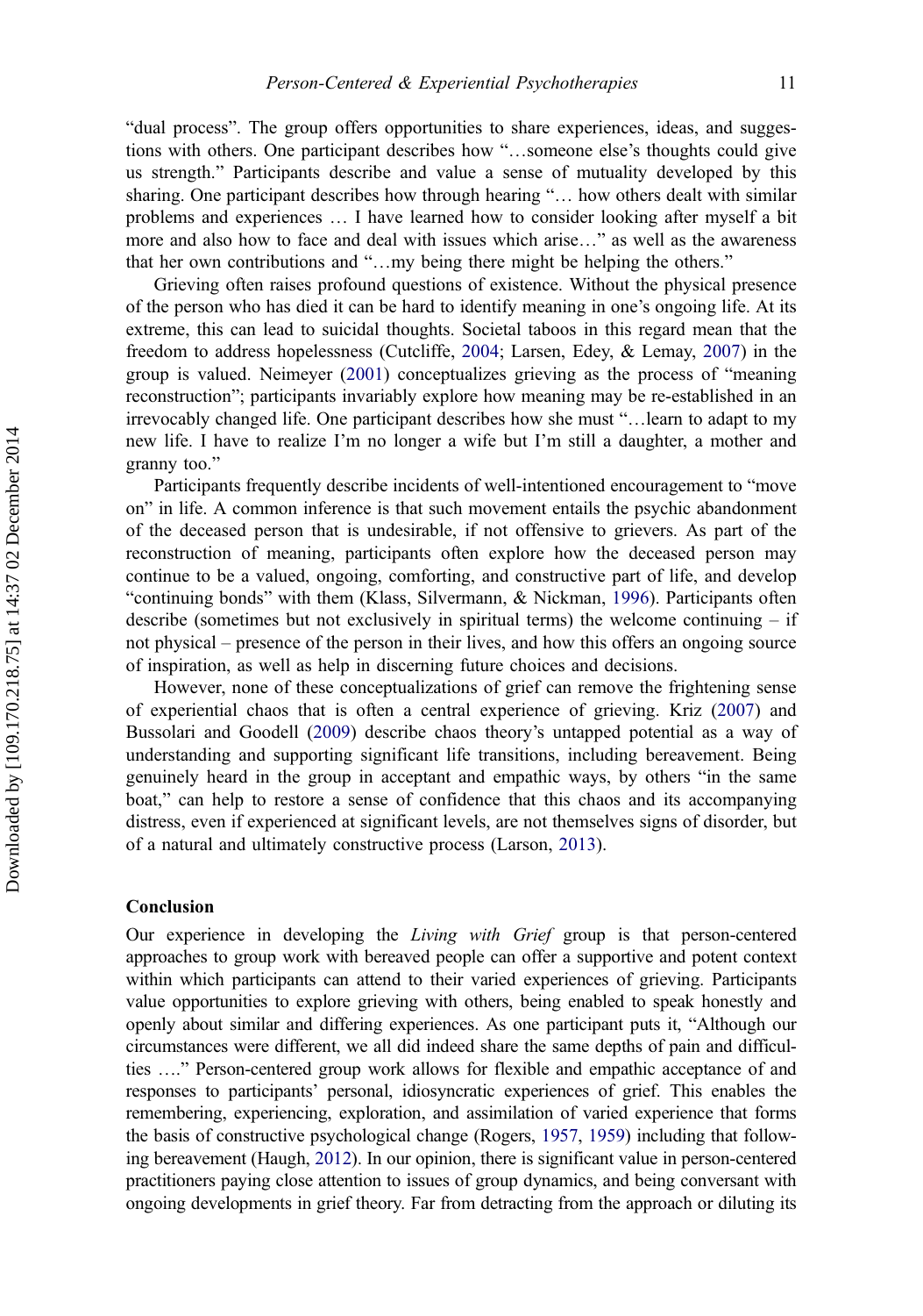"dual process". The group offers opportunities to share experiences, ideas, and suggestions with others. One participant describes how "…someone else's thoughts could give us strength." Participants describe and value a sense of mutuality developed by this sharing. One participant describes how through hearing "… how others dealt with similar problems and experiences … I have learned how to consider looking after myself a bit more and also how to face and deal with issues which arise…" as well as the awareness that her own contributions and "…my being there might be helping the others."

Grieving often raises profound questions of existence. Without the physical presence of the person who has died it can be hard to identify meaning in one's ongoing life. At its extreme, this can lead to suicidal thoughts. Societal taboos in this regard mean that the freedom to address hopelessness (Cutcliffe, 2004; Larsen, Edey, & Lemay, 2007) in the group is valued. Neimeyer (2001) conceptualizes grieving as the process of "meaning reconstruction"; participants invariably explore how meaning may be re-established in an irrevocably changed life. One participant describes how she must "…learn to adapt to my new life. I have to realize I'm no longer a wife but I'm still a daughter, a mother and granny too."

Participants frequently describe incidents of well-intentioned encouragement to "move on" in life. A common inference is that such movement entails the psychic abandonment of the deceased person that is undesirable, if not offensive to grievers. As part of the reconstruction of meaning, participants often explore how the deceased person may continue to be a valued, ongoing, comforting, and constructive part of life, and develop "continuing bonds" with them (Klass, Silvermann, & Nickman, 1996). Participants often describe (sometimes but not exclusively in spiritual terms) the welcome continuing – if not physical – presence of the person in their lives, and how this offers an ongoing source of inspiration, as well as help in discerning future choices and decisions.

However, none of these conceptualizations of grief can remove the frightening sense of experiential chaos that is often a central experience of grieving. Kriz (2007) and Bussolari and Goodell (2009) describe chaos theory's untapped potential as a way of understanding and supporting significant life transitions, including bereavement. Being genuinely heard in the group in acceptant and empathic ways, by others "in the same boat," can help to restore a sense of confidence that this chaos and its accompanying distress, even if experienced at significant levels, are not themselves signs of disorder, but of a natural and ultimately constructive process (Larson, 2013).

## Conclusion

Our experience in developing the *Living with Grief* group is that person-centered approaches to group work with bereaved people can offer a supportive and potent context within which participants can attend to their varied experiences of grieving. Participants value opportunities to explore grieving with others, being enabled to speak honestly and openly about similar and differing experiences. As one participant puts it, "Although our circumstances were different, we all did indeed share the same depths of pain and difficulties …." Person-centered group work allows for flexible and empathic acceptance of and responses to participants' personal, idiosyncratic experiences of grief. This enables the remembering, experiencing, exploration, and assimilation of varied experience that forms the basis of constructive psychological change (Rogers, 1957, 1959) including that following bereavement (Haugh, 2012). In our opinion, there is significant value in person-centered practitioners paying close attention to issues of group dynamics, and being conversant with ongoing developments in grief theory. Far from detracting from the approach or diluting its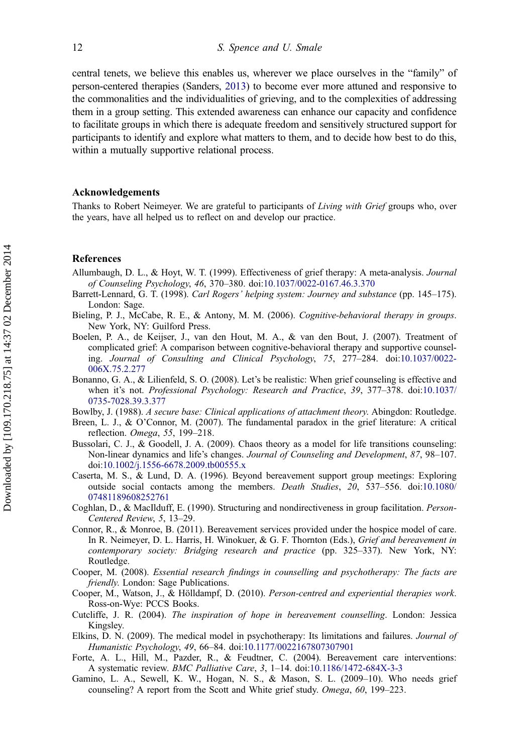central tenets, we believe this enables us, wherever we place ourselves in the "family" of person-centered therapies (Sanders, 2013) to become ever more attuned and responsive to the commonalities and the individualities of grieving, and to the complexities of addressing them in a group setting. This extended awareness can enhance our capacity and confidence to facilitate groups in which there is adequate freedom and sensitively structured support for participants to identify and explore what matters to them, and to decide how best to do this, within a mutually supportive relational process.

## Acknowledgements

Thanks to Robert Neimeyer. We are grateful to participants of *Living with Grief* groups who, over the years, have all helped us to reflect on and develop our practice.

## References

Allumbaugh, D. L., & Hoyt, W. T. (1999). Effectiveness of grief therapy: A meta-analysis. *Journal of Counseling Psychology*, *46*, 370–380. doi:10.1037/0022-0167.46.3.370

Barrett-Lennard, G. T. (1998). *Carl Rogers' helping system: Journey and substance* (pp. 145–175). London: Sage.

Bieling, P. J., McCabe, R. E., & Antony, M. M. (2006). *Cognitive-behavioral therapy in groups*. New York, NY: Guilford Press.

Boelen, P. A., de Keijser, J., van den Hout, M. A., & van den Bout, J. (2007). Treatment of complicated grief: A comparison between cognitive-behavioral therapy and supportive counseling. *Journal of Consulting and Clinical Psychology*, *75*, 277–284. doi:10.1037/0022-006X.75.2.277

Bonanno, G. A., & Lilienfeld, S. O. (2008). Let's be realistic: When grief counseling is effective and when it's not. *Professional Psychology: Research and Practice*, *39*, 377–378. doi:10.1037/0735-7028.39.3.377

Bowlby, J. (1988). *A secure base: Clinical applications of attachment theory*. Abingdon: Routledge.

Breen, L. J., & O'Connor, M. (2007). The fundamental paradox in the grief literature: A critical reflection. *Omega*, *55*, 199–218.

Bussolari, C. J., & Goodell, J. A. (2009). Chaos theory as a model for life transitions counseling: Non-linear dynamics and life's changes. *Journal of Counseling and Development*, *87*, 98–107. doi:10.1002/j.1556-6678.2009.tb00555.x

Caserta, M. S., & Lund, D. A. (1996). Beyond bereavement support group meetings: Exploring outside social contacts among the members. *Death Studies*, *20*, 537–556. doi:10.1080/07481189608252761

Coghlan, D., & MacIlduff, E. (1990). Structuring and nondirectiveness in group facilitation. *Person-Centered Review*, *5*, 13–29.

Connor, R., & Monroe, B. (2011). Bereavement services provided under the hospice model of care. In R. Neimeyer, D. L. Harris, H. Winokuer, & G. F. Thornton (Eds.), *Grief and bereavement in contemporary society: Bridging research and practice* (pp. 325–337). New York, NY: Routledge.

Cooper, M. (2008). *Essential research findings in counselling and psychotherapy: The facts are friendly*. London: Sage Publications.

Cooper, M., Watson, J., & Hölldampf, D. (2010). *Person-centred and experiential therapies work*. Ross-on-Wye: PCCS Books.

Cutcliffe, J. R. (2004). *The inspiration of hope in bereavement counselling*. London: Jessica Kingsley.

Elkins, D. N. (2009). The medical model in psychotherapy: Its limitations and failures. *Journal of Humanistic Psychology*, *49*, 66–84. doi:10.1177/0022167807307901

Forte, A. L., Hill, M., Pazder, R., & Feudtner, C. (2004). Bereavement care interventions: A systematic review. *BMC Palliative Care*, *3*, 1–14. doi:10.1186/1472-684X-3-3

Gamino, L. A., Sewell, K. W., Hogan, N. S., & Mason, S. L. (2009–10). Who needs grief counseling? A report from the Scott and White grief study. *Omega*, *60*, 199–223.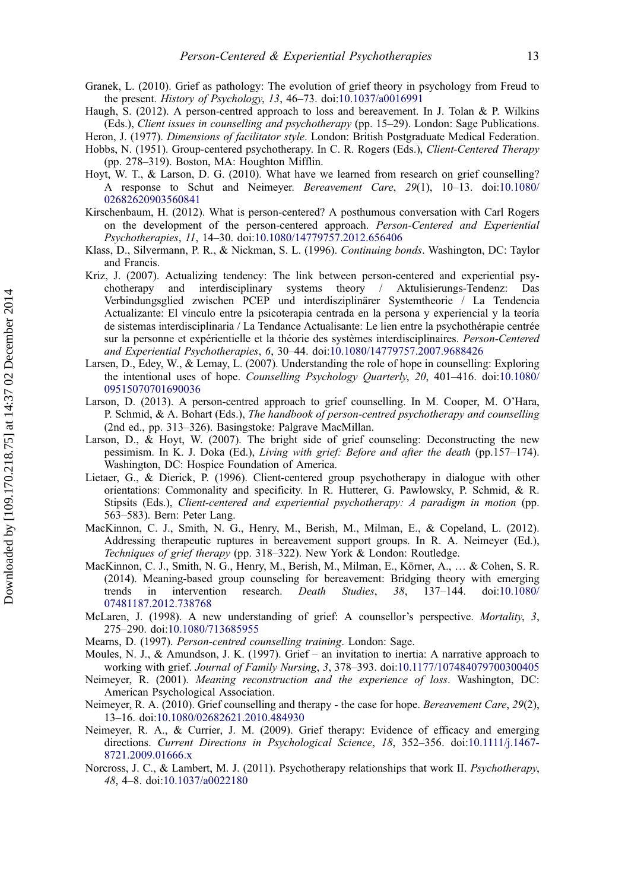Granek, L. (2010). Grief as pathology: The evolution of grief theory in psychology from Freud to the present. *History of Psychology*, *13*, 46–73. doi:10.1037/a0016991

Haugh, S. (2012). A person-centred approach to loss and bereavement. In J. Tolan & P. Wilkins (Eds.), *Client issues in counselling and psychotherapy* (pp. 15–29). London: Sage Publications.

Heron, J. (1977). *Dimensions of facilitator style*. London: British Postgraduate Medical Federation.

Hobbs, N. (1951). Group-centered psychotherapy. In C. R. Rogers (Eds.), *Client-Centered Therapy* (pp. 278–319). Boston, MA: Houghton Mifflin.

Hoyt, W. T., & Larson, D. G. (2010). What have we learned from research on grief counselling? A response to Schut and Neimeyer. *Bereavement Care*, *29*(1), 10–13. doi:10.1080/02682620903560841

Kirschenbaum, H. (2012). What is person-centered? A posthumous conversation with Carl Rogers on the development of the person-centered approach. *Person-Centered and Experiential Psychotherapies*, *11*, 14–30. doi:10.1080/14779757.2012.656406

Klass, D., Silvermann, P. R., & Nickman, S. L. (1996). *Continuing bonds*. Washington, DC: Taylor and Francis.

Kriz, J. (2007). Actualizing tendency: The link between person-centered and experiential psychotherapy and interdisciplinary systems theory / Aktulisierungs-Tendenz: Das Verbindungsglied zwischen PCEP und interdisziplinärer Systemtheorie / La Tendencia Actualizante: El vínculo entre la psicoterapia centrada en la persona y experiencial y la teoría de sistemas interdisciplinaria / La Tendance Actualisante: Le lien entre la psychothérapie centrée sur la personne et expérientielle et la théorie des systèmes interdisciplinaires. *Person-Centered and Experiential Psychotherapies*, *6*, 30–44. doi:10.1080/14779757.2007.9688426

Larsen, D., Edey, W., & Lemay, L. (2007). Understanding the role of hope in counselling: Exploring the intentional uses of hope. *Counselling Psychology Quarterly*, *20*, 401–416. doi:10.1080/09515070701690036

Larson, D. (2013). A person-centred approach to grief counselling. In M. Cooper, M. O'Hara, P. Schmid, & A. Bohart (Eds.), *The handbook of person-centred psychotherapy and counselling* (2nd ed., pp. 313–326). Basingstoke: Palgrave MacMillan.

Larson, D., & Hoyt, W. (2007). The bright side of grief counseling: Deconstructing the new pessimism. In K. J. Doka (Ed.), *Living with grief: Before and after the death* (pp.157–174). Washington, DC: Hospice Foundation of America.

Lietaer, G., & Dierick, P. (1996). Client-centered group psychotherapy in dialogue with other orientations: Commonality and specificity. In R. Hutterer, G. Pawlowsky, P. Schmid, & R. Stipsits (Eds.), *Client-centered and experiential psychotherapy: A paradigm in motion* (pp. 563–583). Bern: Peter Lang.

MacKinnon, C. J., Smith, N. G., Henry, M., Berish, M., Milman, E., & Copeland, L. (2012). Addressing therapeutic ruptures in bereavement support groups. In R. A. Neimeyer (Ed.), *Techniques of grief therapy* (pp. 318–322). New York & London: Routledge.

MacKinnon, C. J., Smith, N. G., Henry, M., Berish, M., Milman, E., Körner, A., … & Cohen, S. R. (2014). Meaning-based group counseling for bereavement: Bridging theory with emerging trends in intervention research. *Death Studies*, *38*, 137–144. doi:10.1080/07481187.2012.738768

McLaren, J. (1998). A new understanding of grief: A counsellor's perspective. *Mortality*, *3*, 275–290. doi:10.1080/713685955

Mearns, D. (1997). *Person-centred counselling training*. London: Sage.

Moules, N. J., & Amundson, J. K. (1997). Grief – an invitation to inertia: A narrative approach to working with grief. *Journal of Family Nursing*, *3*, 378–393. doi:10.1177/107484079700300405

Neimeyer, R. (2001). *Meaning reconstruction and the experience of loss*. Washington, DC: American Psychological Association.

Neimeyer, R. A. (2010). Grief counselling and therapy - the case for hope. *Bereavement Care*, *29*(2), 13–16. doi:10.1080/02682621.2010.484930

Neimeyer, R. A., & Currier, J. M. (2009). Grief therapy: Evidence of efficacy and emerging directions. *Current Directions in Psychological Science*, *18*, 352–356. doi:10.1111/j.1467-8721.2009.01666.x

Norcross, J. C., & Lambert, M. J. (2011). Psychotherapy relationships that work II. *Psychotherapy*, *48*, 4–8. doi:10.1037/a0022180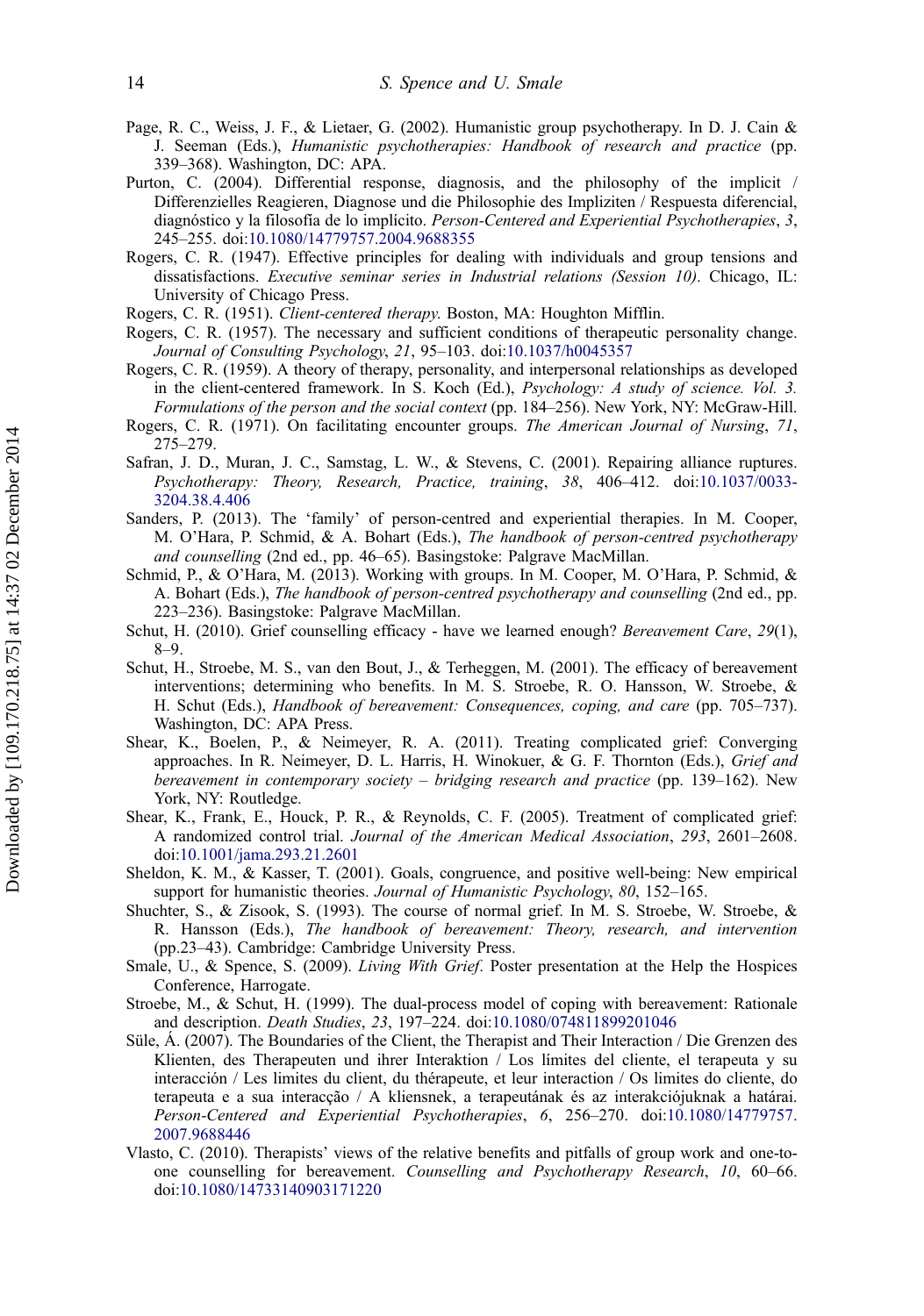Page, R. C., Weiss, J. F., & Lietaer, G. (2002). Humanistic group psychotherapy. In D. J. Cain & J. Seeman (Eds.), *Humanistic psychotherapies: Handbook of research and practice* (pp. 339–368). Washington, DC: APA.

Purton, C. (2004). Differential response, diagnosis, and the philosophy of the implicit / Differenzielles Reagieren, Diagnose und die Philosophie des Impliziten / Respuesta diferencial, diagnóstico y la filosofía de lo implícito. *Person-Centered and Experiential Psychotherapies*, *3*, 245–255. doi:10.1080/14779757.2004.9688355

Rogers, C. R. (1947). Effective principles for dealing with individuals and group tensions and dissatisfactions. *Executive seminar series in Industrial relations (Session 10)*. Chicago, IL: University of Chicago Press.

Rogers, C. R. (1951). *Client-centered therapy*. Boston, MA: Houghton Mifflin.

Rogers, C. R. (1957). The necessary and sufficient conditions of therapeutic personality change. *Journal of Consulting Psychology*, *21*, 95–103. doi:10.1037/h0045357

Rogers, C. R. (1959). A theory of therapy, personality, and interpersonal relationships as developed in the client-centered framework. In S. Koch (Ed.), *Psychology: A study of science. Vol. 3. Formulations of the person and the social context* (pp. 184–256). New York, NY: McGraw-Hill.

Rogers, C. R. (1971). On facilitating encounter groups. *The American Journal of Nursing*, *71*, 275–279.

Safran, J. D., Muran, J. C., Samstag, L. W., & Stevens, C. (2001). Repairing alliance ruptures. *Psychotherapy: Theory, Research, Practice, training*, *38*, 406–412. doi:10.1037/0033-3204.38.4.406

Sanders, P. (2013). The 'family' of person-centred and experiential therapies. In M. Cooper, M. O'Hara, P. Schmid, & A. Bohart (Eds.), *The handbook of person-centred psychotherapy and counselling* (2nd ed., pp. 46–65). Basingstoke: Palgrave MacMillan.

Schmid, P., & O'Hara, M. (2013). Working with groups. In M. Cooper, M. O'Hara, P. Schmid, & A. Bohart (Eds.), *The handbook of person-centred psychotherapy and counselling* (2nd ed., pp. 223–236). Basingstoke: Palgrave MacMillan.

Schut, H. (2010). Grief counselling efficacy - have we learned enough? *Bereavement Care*, *29*(1), 8–9.

Schut, H., Stroebe, M. S., van den Bout, J., & Terheggen, M. (2001). The efficacy of bereavement interventions; determining who benefits. In M. S. Stroebe, R. O. Hansson, W. Stroebe, & H. Schut (Eds.), *Handbook of bereavement: Consequences, coping, and care* (pp. 705–737). Washington, DC: APA Press.

Shear, K., Boelen, P., & Neimeyer, R. A. (2011). Treating complicated grief: Converging approaches. In R. Neimeyer, D. L. Harris, H. Winokuer, & G. F. Thornton (Eds.), *Grief and bereavement in contemporary society – bridging research and practice* (pp. 139–162). New York, NY: Routledge.

Shear, K., Frank, E., Houck, P. R., & Reynolds, C. F. (2005). Treatment of complicated grief: A randomized control trial. *Journal of the American Medical Association*, *293*, 2601–2608. doi:10.1001/jama.293.21.2601

Sheldon, K. M., & Kasser, T. (2001). Goals, congruence, and positive well-being: New empirical support for humanistic theories. *Journal of Humanistic Psychology*, *80*, 152–165.

Shuchter, S., & Zisook, S. (1993). The course of normal grief. In M. S. Stroebe, W. Stroebe, & R. Hansson (Eds.), *The handbook of bereavement: Theory, research, and intervention* (pp.23–43). Cambridge: Cambridge University Press.

Smale, U., & Spence, S. (2009). *Living With Grief*. Poster presentation at the Help the Hospices Conference, Harrogate.

Stroebe, M., & Schut, H. (1999). The dual-process model of coping with bereavement: Rationale and description. *Death Studies*, *23*, 197–224. doi:10.1080/074811899201046

Süle, Á. (2007). The Boundaries of the Client, the Therapist and Their Interaction / Die Grenzen des Klienten, des Therapeuten und ihrer Interaktion / Los límites del cliente, el terapeuta y su interacción / Les limites du client, du thérapeute, et leur interaction / Os limites do cliente, do terapeuta e a sua interacção / A kliensnek, a terapeutának és az interakciójuknak a határai. *Person-Centered and Experiential Psychotherapies*, *6*, 256–270. doi:10.1080/14779757.2007.9688446

Vlasto, C. (2010). Therapists' views of the relative benefits and pitfalls of group work and one-to-one counselling for bereavement. *Counselling and Psychotherapy Research*, *10*, 60–66. doi:10.1080/14733140903171220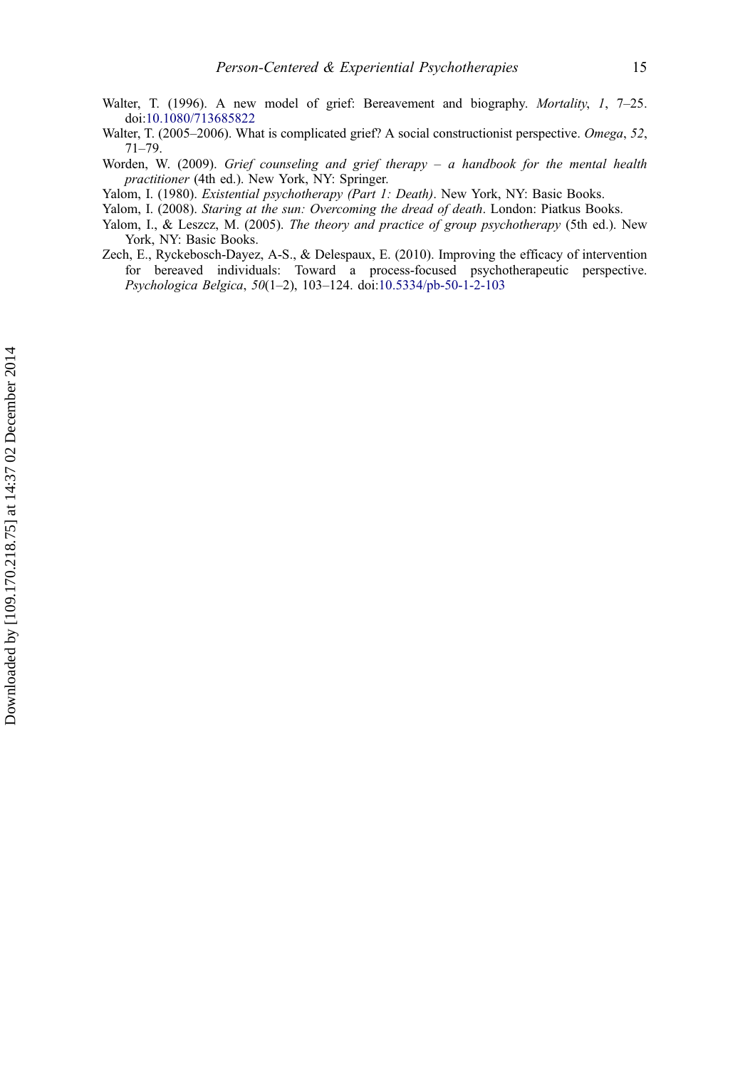Walter, T. (1996). A new model of grief: Bereavement and biography. *Mortality*, *1*, 7–25. doi:10.1080/713685822

Walter, T. (2005–2006). What is complicated grief? A social constructionist perspective. *Omega*, *52*, 71–79.

Worden, W. (2009). *Grief counseling and grief therapy – a handbook for the mental health practitioner* (4th ed.). New York, NY: Springer.

Yalom, I. (1980). *Existential psychotherapy (Part 1: Death)*. New York, NY: Basic Books.

Yalom, I. (2008). *Staring at the sun: Overcoming the dread of death*. London: Piatkus Books.

Yalom, I., & Leszcz, M. (2005). *The theory and practice of group psychotherapy* (5th ed.). New York, NY: Basic Books.

Zech, E., Ryckebosch-Dayez, A-S., & Delespaux, E. (2010). Improving the efficacy of intervention for bereaved individuals: Toward a process-focused psychotherapeutic perspective. *Psychologica Belgica*, *50*(1–2), 103–124. doi:10.5334/pb-50-1-2-103